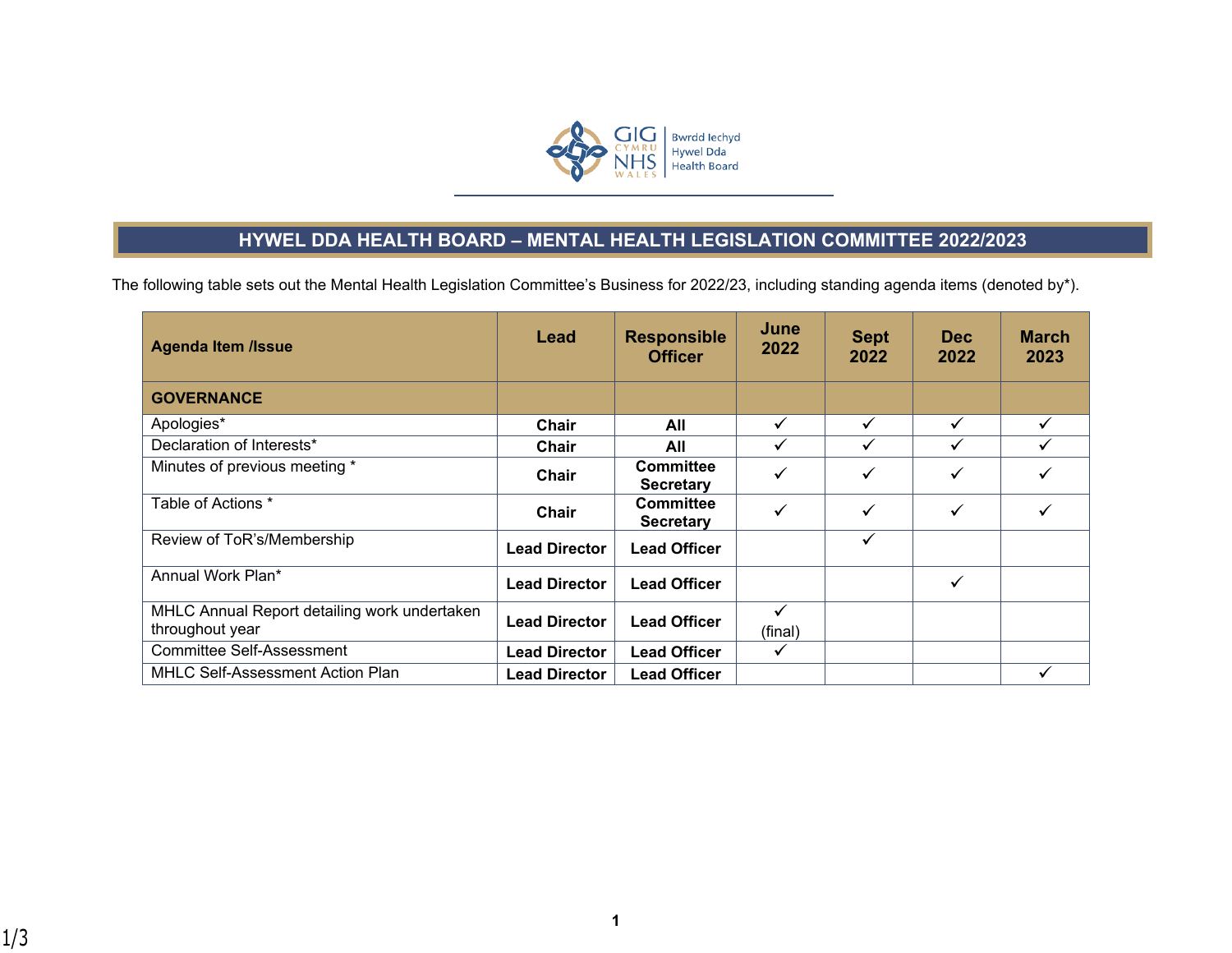# HYWEL DDA HEALTH BOARD – MENTAL HEALTH LEGISLATION COMMITTEE 2022/2023

The following table sets out the Mental Health Legislation Committee's Business for 2022/23, including standing agenda items (denoted by*).

| Agenda Item /Issue | Lead | Responsible Officer | June 2022 | Sept 2022 | Dec 2022 | March 2023 |
|---|---|---|---|---|---|---|
| **GOVERNANCE** | | | | | | |
| Apologies* | **Chair** | **All** | ✓ | ✓ | ✓ | ✓ |
| Declaration of Interests* | **Chair** | **All** | ✓ | ✓ | ✓ | ✓ |
| Minutes of previous meeting * | **Chair** | **Committee Secretary** | ✓ | ✓ | ✓ | ✓ |
| Table of Actions * | **Chair** | **Committee Secretary** | ✓ | ✓ | ✓ | ✓ |
| Review of ToR's/Membership | **Lead Director** | **Lead Officer** | | ✓ | | |
| Annual Work Plan* | **Lead Director** | **Lead Officer** | | | ✓ | |
| MHLC Annual Report detailing work undertaken throughout year | **Lead Director** | **Lead Officer** | ✓ (final) | | | |
| Committee Self-Assessment | **Lead Director** | **Lead Officer** | ✓ | | | |
| MHLC Self-Assessment Action Plan | **Lead Director** | **Lead Officer** | | | | ✓ |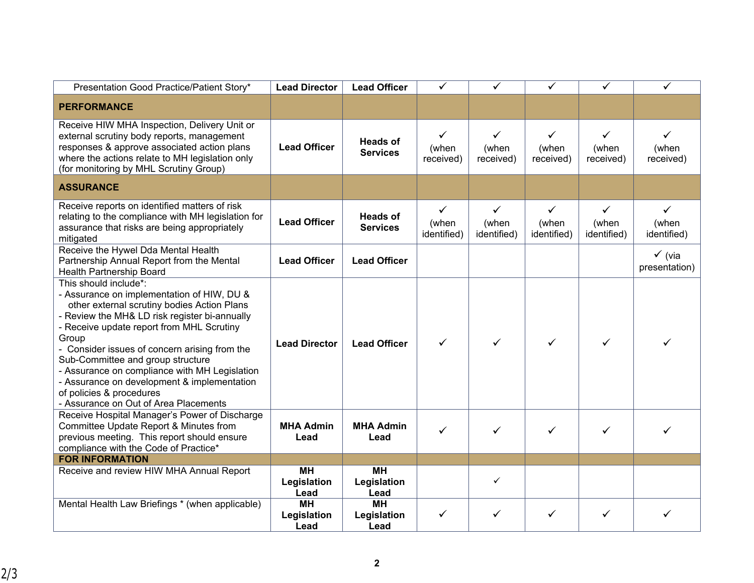| Presentation Good Practice/Patient Story* | **Lead Director** | **Lead Officer** | ✓ | ✓ | ✓ | ✓ | ✓ |
|---|---|---|---|---|---|---|---|
| **PERFORMANCE** | | | | | | | |
| Receive HIW MHA Inspection, Delivery Unit or external scrutiny body reports, management responses & approve associated action plans where the actions relate to MH legislation only (for monitoring by MHL Scrutiny Group) | **Lead Officer** | **Heads of Services** | ✓ (when received) | ✓ (when received) | ✓ (when received) | ✓ (when received) | ✓ (when received) |
| **ASSURANCE** | | | | | | | |
| Receive reports on identified matters of risk relating to the compliance with MH legislation for assurance that risks are being appropriately mitigated | **Lead Officer** | **Heads of Services** | ✓ (when identified) | ✓ (when identified) | ✓ (when identified) | ✓ (when identified) | ✓ (when identified) |
| Receive the Hywel Dda Mental Health Partnership Annual Report from the Mental Health Partnership Board | **Lead Officer** | **Lead Officer** | | | | | ✓ (via presentation) |
| This should include*:<br>- Assurance on implementation of HIW, DU & other external scrutiny bodies Action Plans<br>- Review the MH& LD risk register bi-annually<br>- Receive update report from MHL Scrutiny Group<br>- Consider issues of concern arising from the Sub-Committee and group structure<br>- Assurance on compliance with MH Legislation<br>- Assurance on development & implementation of policies & procedures<br>- Assurance on Out of Area Placements | **Lead Director** | **Lead Officer** | ✓ | ✓ | ✓ | ✓ | ✓ |
| Receive Hospital Manager's Power of Discharge Committee Update Report & Minutes from previous meeting. This report should ensure compliance with the Code of Practice* | **MHA Admin Lead** | **MHA Admin Lead** | ✓ | ✓ | ✓ | ✓ | ✓ |
| **FOR INFORMATION** | | | | | | | |
| Receive and review HIW MHA Annual Report | **MH Legislation Lead** | **MH Legislation Lead** | | ✓ | | | |
| Mental Health Law Briefings * (when applicable) | **MH Legislation Lead** | **MH Legislation Lead** | ✓ | ✓ | ✓ | ✓ | ✓ |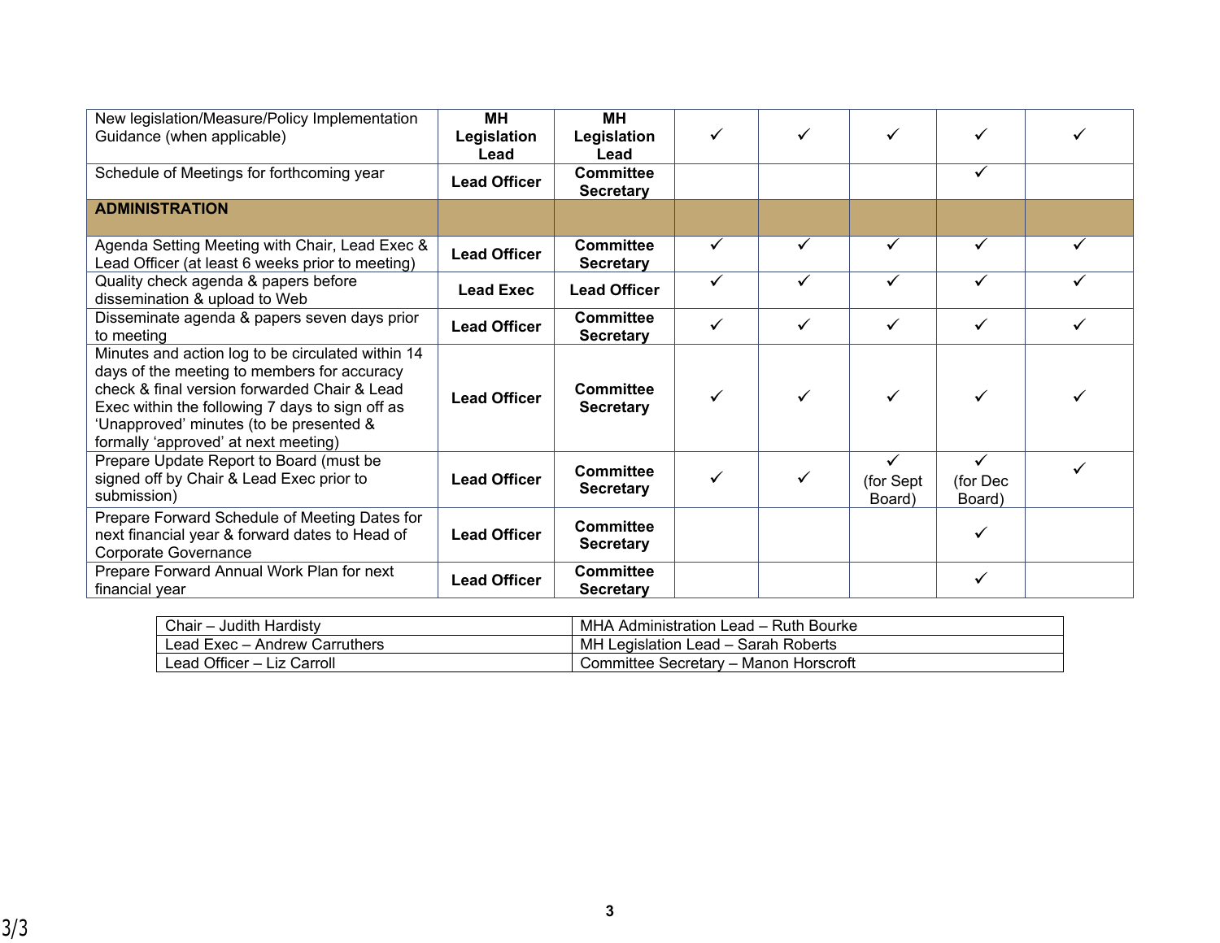| | | | | | | | |
|---|---|---|---|---|---|---|---|
| New legislation/Measure/Policy Implementation Guidance (when applicable) | **MH Legislation Lead** | **MH Legislation Lead** | ✓ | ✓ | ✓ | ✓ | ✓ |
| Schedule of Meetings for forthcoming year | **Lead Officer** | **Committee Secretary** | | | | ✓ | |
| **ADMINISTRATION** | | | | | | | |
| Agenda Setting Meeting with Chair, Lead Exec & Lead Officer (at least 6 weeks prior to meeting) | **Lead Officer** | **Committee Secretary** | ✓ | ✓ | ✓ | ✓ | ✓ |
| Quality check agenda & papers before dissemination & upload to Web | **Lead Exec** | **Lead Officer** | ✓ | ✓ | ✓ | ✓ | ✓ |
| Disseminate agenda & papers seven days prior to meeting | **Lead Officer** | **Committee Secretary** | ✓ | ✓ | ✓ | ✓ | ✓ |
| Minutes and action log to be circulated within 14 days of the meeting to members for accuracy check & final version forwarded Chair & Lead Exec within the following 7 days to sign off as 'Unapproved' minutes (to be presented & formally 'approved' at next meeting) | **Lead Officer** | **Committee Secretary** | ✓ | ✓ | ✓ | ✓ | ✓ |
| Prepare Update Report to Board (must be signed off by Chair & Lead Exec prior to submission) | **Lead Officer** | **Committee Secretary** | ✓ | ✓ | ✓ (for Sept Board) | ✓ (for Dec Board) | ✓ |
| Prepare Forward Schedule of Meeting Dates for next financial year & forward dates to Head of Corporate Governance | **Lead Officer** | **Committee Secretary** | | | | ✓ | |
| Prepare Forward Annual Work Plan for next financial year | **Lead Officer** | **Committee Secretary** | | | | ✓ | |

| | |
|---|---|
| Chair – Judith Hardisty | MHA Administration Lead – Ruth Bourke |
| Lead Exec – Andrew Carruthers | MH Legislation Lead – Sarah Roberts |
| Lead Officer – Liz Carroll | Committee Secretary – Manon Horscroft |